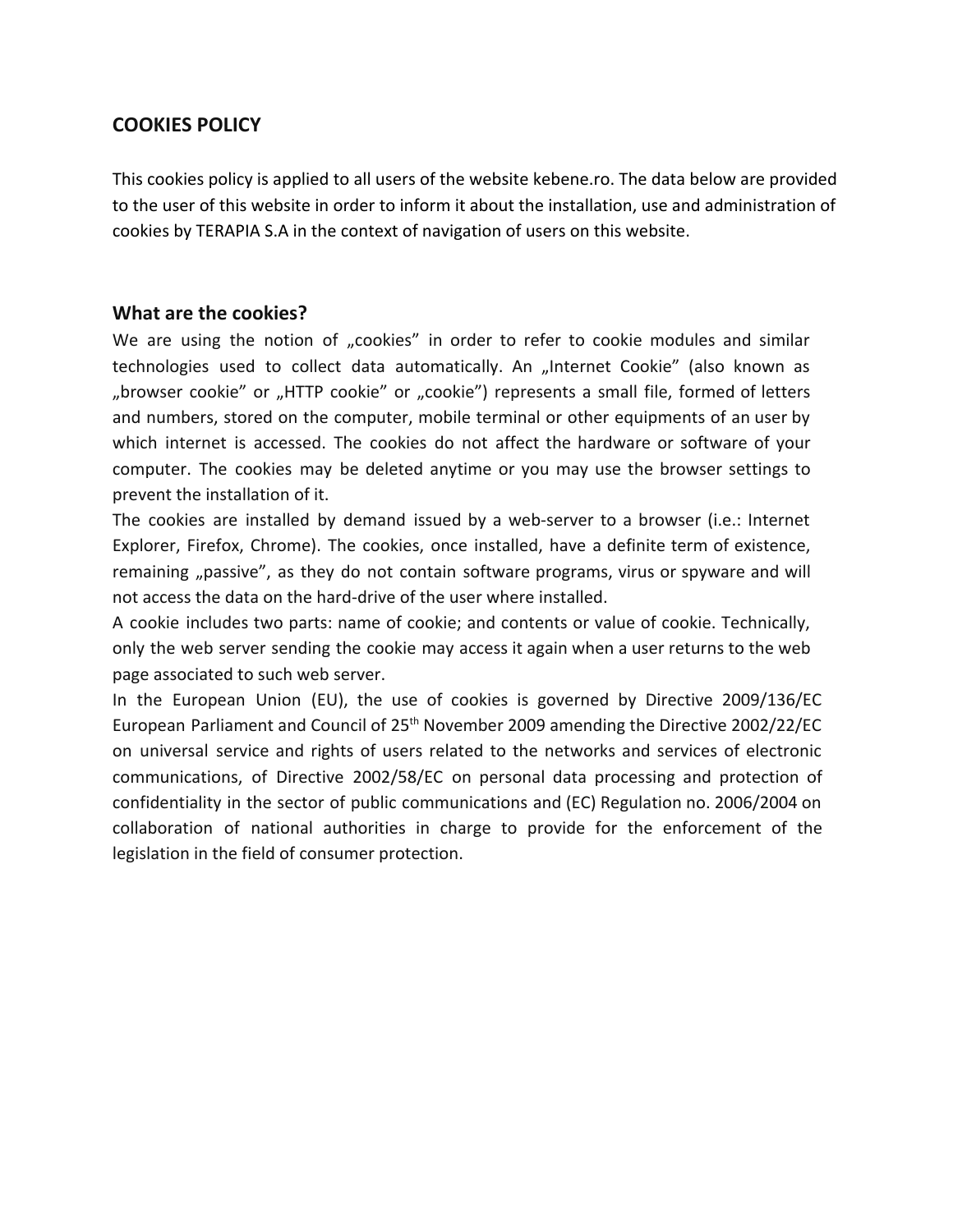# COOKIES POLICY

This cookies policy is applied to all users of the website kebene.ro. The data below are provided to the user of this website in order to inform it about the installation, use and administration of cookies by TERAPIA S.A in the context of navigation of users on this website.

## What are the cookies?

We are using the notion of „cookies" in order to refer to cookie modules and similar technologies used to collect data automatically. An „Internet Cookie" (also known as „browser cookie" or „HTTP cookie" or „cookie") represents a small file, formed of letters and numbers, stored on the computer, mobile terminal or other equipments of an user by which internet is accessed. The cookies do not affect the hardware or software of your computer. The cookies may be deleted anytime or you may use the browser settings to prevent the installation of it.

The cookies are installed by demand issued by a web-server to a browser (i.e.: Internet Explorer, Firefox, Chrome). The cookies, once installed, have a definite term of existence, remaining „passive", as they do not contain software programs, virus or spyware and will not access the data on the hard-drive of the user where installed.

A cookie includes two parts: name of cookie; and contents or value of cookie. Technically, only the web server sending the cookie may access it again when a user returns to the web page associated to such web server.

In the European Union (EU), the use of cookies is governed by Directive 2009/136/EC European Parliament and Council of 25th November 2009 amending the Directive 2002/22/EC on universal service and rights of users related to the networks and services of electronic communications, of Directive 2002/58/EC on personal data processing and protection of confidentiality in the sector of public communications and (EC) Regulation no. 2006/2004 on collaboration of national authorities in charge to provide for the enforcement of the legislation in the field of consumer protection.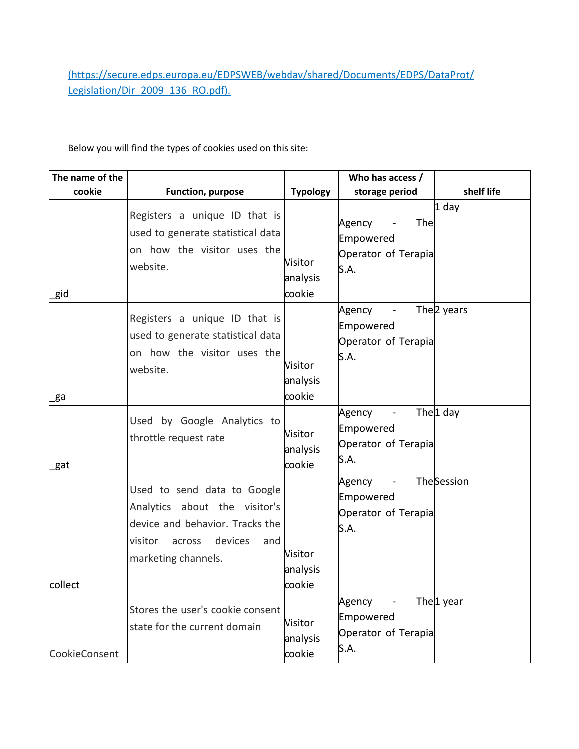[(https://secure.edps.europa.eu/EDPSWEB/webdav/shared/Documents/EDPS/DataProt/Legislation/Dir_2009_136_RO.pdf).](https://secure.edps.europa.eu/EDPSWEB/webdav/shared/Documents/EDPS/DataProt/Legislation/Dir_2009_136_RO.pdf)

Below you will find the types of cookies used on this site:

| The name of the cookie | Function, purpose | Typology | Who has access / storage period | shelf life |
|---|---|---|---|---|
| _gid | Registers a unique ID that is used to generate statistical data on how the visitor uses the website. | Visitor analysis cookie | Agency - The Empowered Operator of Terapia S.A. | 1 day |
| _ga | Registers a unique ID that is used to generate statistical data on how the visitor uses the website. | Visitor analysis cookie | Agency - The Empowered Operator of Terapia S.A. | 2 years |
| _gat | Used by Google Analytics to throttle request rate | Visitor analysis cookie | Agency - The Empowered Operator of Terapia S.A. | 1 day |
| collect | Used to send data to Google Analytics about the visitor's device and behavior. Tracks the visitor across devices and marketing channels. | Visitor analysis cookie | Agency - The Empowered Operator of Terapia S.A. | Session |
| CookieConsent | Stores the user's cookie consent state for the current domain | Visitor analysis cookie | Agency - The Empowered Operator of Terapia S.A. | 1 year |